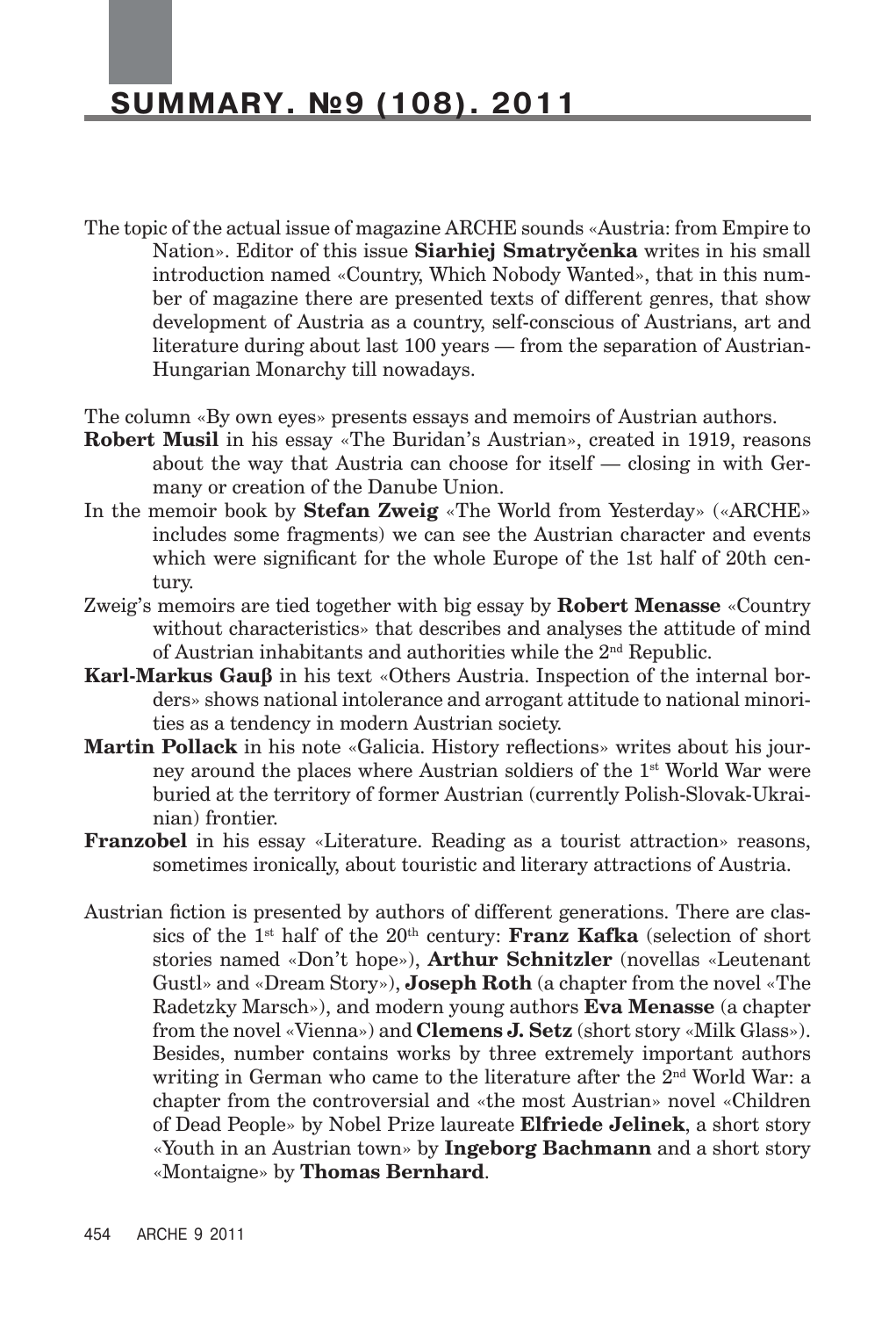# SUMMARY. №9 (108). 2011

The topic of the actual issue of magazine ARCHE sounds «Austria: from Empire to Nation». Editor of this issue **Siarhiej Smatryčenka** writes in his small introduction named «Country, Which Nobody Wanted», that in this number of magazine there are presented texts of different genres, that show development of Austria as a country, self-conscious of Austrians, art and literature during about last 100 years — from the separation of Austrian-Hungarian Monarchy till nowadays.

The column «By own eyes» presents essays and memoirs of Austrian authors.

**Robert Musil** in his essay «The Buridan's Austrian», created in 1919, reasons about the way that Austria can choose for itself — closing in with Germany or creation of the Danube Union.

In the memoir book by **Stefan Zweig** «The World from Yesterday» («ARCHE» includes some fragments) we can see the Austrian character and events which were significant for the whole Europe of the 1st half of 20th century.

Zweig's memoirs are tied together with big essay by **Robert Menasse** «Country without characteristics» that describes and analyses the attitude of mind of Austrian inhabitants and authorities while the 2nd Republic.

**Karl-Markus Gauβ** in his text «Others Austria. Inspection of the internal borders» shows national intolerance and arrogant attitude to national minorities as a tendency in modern Austrian society.

**Martin Pollack** in his note «Galicia. History reflections» writes about his journey around the places where Austrian soldiers of the 1st World War were buried at the territory of former Austrian (currently Polish-Slovak-Ukrainian) frontier.

**Franzobel** in his essay «Literature. Reading as a tourist attraction» reasons, sometimes ironically, about touristic and literary attractions of Austria.

Austrian fiction is presented by authors of different generations. There are classics of the 1st half of the 20th century: **Franz Kafka** (selection of short stories named «Don't hope»), **Arthur Schnitzler** (novellas «Leutenant Gustl» and «Dream Story»), **Joseph Roth** (a chapter from the novel «The Radetzky Marsch»), and modern young authors **Eva Menasse** (a chapter from the novel «Vienna») and **Clemens J. Setz** (short story «Milk Glass»). Besides, number contains works by three extremely important authors writing in German who came to the literature after the 2nd World War: a chapter from the controversial and «the most Austrian» novel «Children of Dead People» by Nobel Prize laureate **Elfriede Jelinek**, a short story «Youth in an Austrian town» by **Ingeborg Bachmann** and a short story «Montaigne» by **Thomas Bernhard**.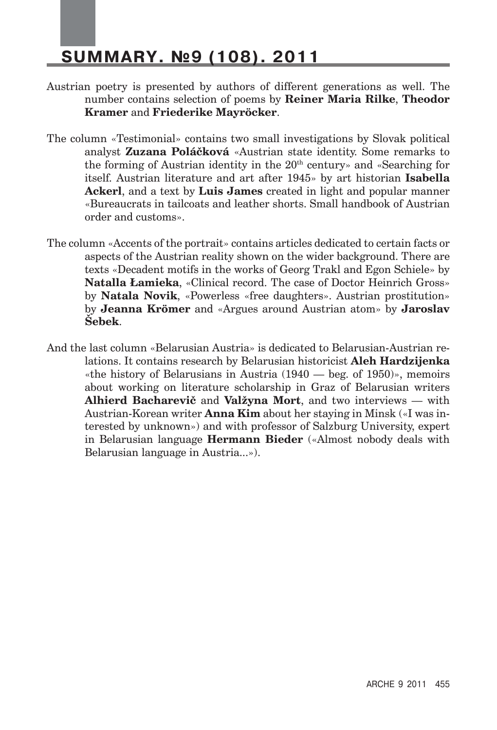# SUMMARY. №9 (108). 2011

Austrian poetry is presented by authors of different generations as well. The number contains selection of poems by **Reiner Maria Rilke**, **Theodor Kramer** and **Friederike Mayröcker**.

The column «Testimonial» contains two small investigations by Slovak political analyst **Zuzana Poláčková** «Austrian state identity. Some remarks to the forming of Austrian identity in the 20th century» and «Searching for itself. Austrian literature and art after 1945» by art historian **Isabella Ackerl**, and a text by **Luis James** created in light and popular manner «Bureaucrats in tailcoats and leather shorts. Small handbook of Austrian order and customs».

The column «Accents of the portrait» contains articles dedicated to certain facts or aspects of the Austrian reality shown on the wider background. There are texts «Decadent motifs in the works of Georg Trakl and Egon Schiele» by **Natalla Łamieka**, «Clinical record. The case of Doctor Heinrich Gross» by **Natala Novik**, «Powerless «free daughters». Austrian prostitution» by **Jeanna Krömer** and «Argues around Austrian atom» by **Jaroslav Šebek**.

And the last column «Belarusian Austria» is dedicated to Belarusian-Austrian relations. It contains research by Belarusian historicist **Aleh Hardzijenka** «the history of Belarusians in Austria (1940 — beg. of 1950)», memoirs about working on literature scholarship in Graz of Belarusian writers **Alhierd Bacharevič** and **Valžyna Mort**, and two interviews — with Austrian-Korean writer **Anna Kim** about her staying in Minsk («I was interested by unknown») and with professor of Salzburg University, expert in Belarusian language **Hermann Bieder** («Almost nobody deals with Belarusian language in Austria...»).